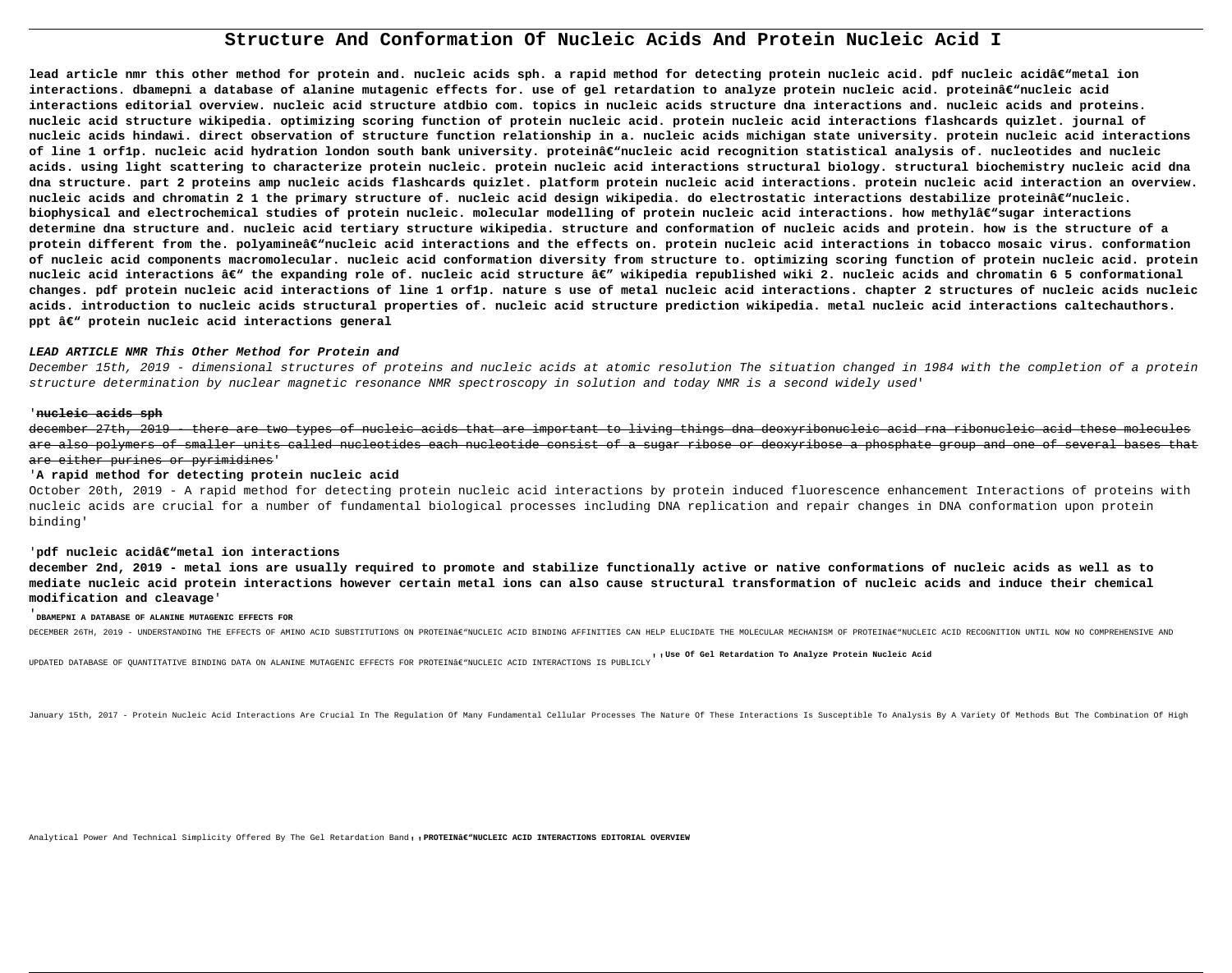# Structure And Conformation Of Nucleic Acids And Protein Nucleic Acid I

**lead article nmr this other method for protein and. nucleic acids sph. a rapid method for detecting protein nucleic acid. pdf nucleic acidâ€"metal ion interactions. dbamepni a database of alanine mutagenic effects for. use of gel retardation to analyze protein nucleic acid. proteinâ€"nucleic acid interactions editorial overview. nucleic acid structure atdbio com. topics in nucleic acids structure dna interactions and. nucleic acids and proteins. nucleic acid structure wikipedia. optimizing scoring function of protein nucleic acid. protein nucleic acid interactions flashcards quizlet. journal of nucleic acids hindawi. direct observation of structure function relationship in a. nucleic acids michigan state university. protein nucleic acid interactions of line 1 orf1p. nucleic acid hydration london south bank university. proteinâ€"nucleic acid recognition statistical analysis of. nucleotides and nucleic acids. using light scattering to characterize protein nucleic. protein nucleic acid interactions structural biology. structural biochemistry nucleic acid dna dna structure. part 2 proteins amp nucleic acids flashcards quizlet. platform protein nucleic acid interactions. protein nucleic acid interaction an overview. nucleic acids and chromatin 2 1 the primary structure of. nucleic acid design wikipedia. do electrostatic interactions destabilize proteinâ€"nucleic. biophysical and electrochemical studies of protein nucleic. molecular modelling of protein nucleic acid interactions. how methylâ€"sugar interactions determine dna structure and. nucleic acid tertiary structure wikipedia. structure and conformation of nucleic acids and protein. how is the structure of a protein different from the. polyamineâ€"nucleic acid interactions and the effects on. protein nucleic acid interactions in tobacco mosaic virus. conformation of nucleic acid components macromolecular. nucleic acid conformation diversity from structure to. optimizing scoring function of protein nucleic acid. protein nucleic acid interactions â€" the expanding role of. nucleic acid structure â€" wikipedia republished wiki 2. nucleic acids and chromatin 6 5 conformational changes. pdf protein nucleic acid interactions of line 1 orf1p. nature s use of metal nucleic acid interactions. chapter 2 structures of nucleic acids nucleic acids. introduction to nucleic acids structural properties of. nucleic acid structure prediction wikipedia. metal nucleic acid interactions caltechauthors. ppt â€" protein nucleic acid interactions general**

#### *LEAD ARTICLE NMR This Other Method for Protein and*

*December 15th, 2019 - dimensional structures of proteins and nucleic acids at atomic resolution The situation changed in 1984 with the completion of a protein structure determination by nuclear magnetic resonance NMR spectroscopy in solution and today NMR is a second widely used'*

#### '~~nucleic acids sph~~

~~december 27th, 2019 - there are two types of nucleic acids that are important to living things dna deoxyribonucleic acid rna ribonucleic acid these molecules are also polymers of smaller units called nucleotides each nucleotide consist of a sugar ribose or deoxyribose a phosphate group and one of several bases that are either purines or pyrimidines~~'

#### 'A rapid method for detecting protein nucleic acid

October 20th, 2019 - A rapid method for detecting protein nucleic acid interactions by protein induced fluorescence enhancement Interactions of proteins with nucleic acids are crucial for a number of fundamental biological processes including DNA replication and repair changes in DNA conformation upon protein binding'

#### 'pdf nucleic acidâ€"metal ion interactions

**december 2nd, 2019 - metal ions are usually required to promote and stabilize functionally active or native conformations of nucleic acids as well as to mediate nucleic acid protein interactions however certain metal ions can also cause structural transformation of nucleic acids and induce their chemical modification and cleavage'**

'**DBAMEPNI A DATABASE OF ALANINE MUTAGENIC EFFECTS FOR**

DECEMBER 26TH, 2019 - UNDERSTANDING THE EFFECTS OF AMINO ACID SUBSTITUTIONS ON PROTEINâ€"NUCLEIC ACID BINDING AFFINITIES CAN HELP ELUCIDATE THE MOLECULAR MECHANISM OF PROTEINâ€"NUCLEIC ACID RECOGNITION UNTIL NOW NO COMPREHENSIVE AND UPDATED DATABASE OF QUANTITATIVE BINDING DATA ON ALANINE MUTAGENIC EFFECTS FOR PROTEINâ€"NUCLEIC ACID INTERACTIONS IS PUBLICLY''**Use Of Gel Retardation To Analyze Protein Nucleic Acid**

January 15th, 2017 - Protein Nucleic Acid Interactions Are Crucial In The Regulation Of Many Fundamental Cellular Processes The Nature Of These Interactions Is Susceptible To Analysis By A Variety Of Methods But The Combination Of High Analytical Power And Technical Simplicity Offered By The Gel Retardation Band''**PROTEINâ€"NUCLEIC ACID INTERACTIONS EDITORIAL OVERVIEW**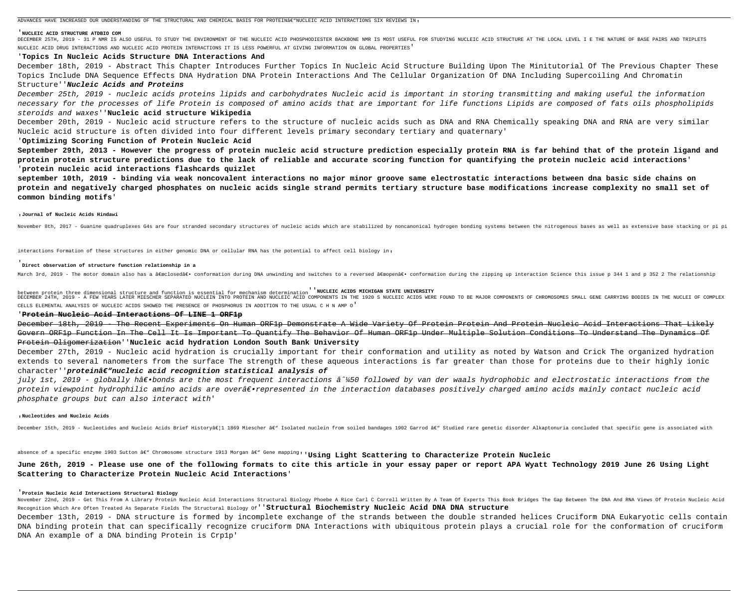ADVANCES HAVE INCREASED OUR UNDERSTANDING OF THE STRUCTURAL AND CHEMICAL BASIS FOR PROTEINâ€"NUCLEIC ACID INTERACTIONS SIX REVIEWS IN'

'**NUCLEIC ACID STRUCTURE ATDBIO COM**

DECEMBER 25TH, 2019 - 31 P NMR IS ALSO USEFUL TO STUDY THE ENVIRONMENT OF THE NUCLEIC ACID PHOSPHODIESTER BACKBONE NMR IS MOST USEFUL FOR STUDYING NUCLEIC ACID STRUCTURE AT THE LOCAL LEVEL I E THE NATURE OF BASE PAIRS AND TRIPLETS NUCLEIC ACID DRUG INTERACTIONS AND NUCLEIC ACID PROTEIN INTERACTIONS IT IS LESS POWERFUL AT GIVING INFORMATION ON GLOBAL PROPERTIES'

'**Topics In Nucleic Acids Structure DNA Interactions And**

December 18th, 2019 - Abstract This Chapter Introduces Further Topics In Nucleic Acid Structure Building Upon The Minitutorial Of The Previous Chapter These Topics Include DNA Sequence Effects DNA Hydration DNA Protein Interactions And The Cellular Organization Of DNA Including Supercoiling And Chromatin Structure''***Nucleic Acids and Proteins***

*December 25th, 2019 - nucleic acids proteins lipids and carbohydrates Nucleic acid is important in storing transmitting and making useful the information necessary for the processes of life Protein is composed of amino acids that are important for life functions Lipids are composed of fats oils phospholipids steroids and waxes*''**Nucleic acid structure Wikipedia**

December 20th, 2019 - Nucleic acid structure refers to the structure of nucleic acids such as DNA and RNA Chemically speaking DNA and RNA are very similar Nucleic acid structure is often divided into four different levels primary secondary tertiary and quaternary'

'**Optimizing Scoring Function of Protein Nucleic Acid**

**September 29th, 2013 - However the progress of protein nucleic acid structure prediction especially protein RNA is far behind that of the protein ligand and protein protein structure predictions due to the lack of reliable and accurate scoring function for quantifying the protein nucleic acid interactions**'

'**protein nucleic acid interactions flashcards quizlet**

**september 10th, 2019 - binding via weak noncovalent interactions no major minor groove same electrostatic interactions between dna basic side chains on protein and negatively charged phosphates on nucleic acids single strand permits tertiary structure base modifications increase complexity no small set of common binding motifs**'

'**Journal of Nucleic Acids Hindawi**

November 8th, 2017 - Guanine quadruplexes G4s are four stranded secondary structures of nucleic acids which are stabilized by noncanonical hydrogen bonding systems between the nitrogenous bases as well as extensive base stacking or pi pi interactions Formation of these structures in either genomic DNA or cellular RNA has the potential to affect cell biology in'

'**Direct observation of structure function relationship in a**

March 3rd, 2019 - The motor domain also has a â€œclosedâ€• conformation during DNA unwinding and switches to a reversed â€œopenâ€• conformation during the zipping up interaction Science this issue p 344 1 and p 352 2 The relationship between protein three dimensional structure and function is essential for mechanism determination''**NUCLEIC ACIDS MICHIGAN STATE UNIVERSITY**

DECEMBER 24TH, 2019 - A FEW YEARS LATER MIESCHER SEPARATED NUCLEIN INTO PROTEIN AND NUCLEIC ACID COMPONENTS IN THE 1920 S NUCLEIC ACIDS WERE FOUND TO BE MAJOR COMPONENTS OF CHROMOSOMES SMALL GENE CARRYING BODIES IN THE NUCLEI OF COMPLEX CELLS ELEMENTAL ANALYSIS OF NUCLEIC ACIDS SHOWED THE PRESENCE OF PHOSPHORUS IN ADDITION TO THE USUAL C H N AMP O'

'**Protein Nucleic Acid Interactions Of LINE 1 ORF1p**

December 18th, 2019 - The Recent Experiments On Human ORF1p Demonstrate A Wide Variety Of Protein Protein And Protein Nucleic Acid Interactions That Likely Govern ORF1p Function In The Cell It Is Important To Quantify The Behavior Of Human ORF1p Under Multiple Solution Conditions To Understand The Dynamics Of Protein Oligomerization''**Nucleic acid hydration London South Bank University**

December 27th, 2019 - Nucleic acid hydration is crucially important for their conformation and utility as noted by Watson and Crick The organized hydration extends to several nanometers from the surface The strength of these aqueous interactions is far greater than those for proteins due to their highly ionic character''***proteinâ€"nucleic acid recognition statistical analysis of***

*july 1st, 2019 - globally hâ€•bonds are the most frequent interactions â^¼50 followed by van der waals hydrophobic and electrostatic interactions from the protein viewpoint hydrophilic amino acids are overâ€•represented in the interaction databases positively charged amino acids mainly contact nucleic acid phosphate groups but can also interact with*'

'**Nucleotides and Nucleic Acids**

December 15th, 2019 - Nucleotides and Nucleic Acids Brief Historyâ€¦1 1869 Miescher â€" Isolated nuclein from soiled bandages 1902 Garrod â€" Studied rare genetic disorder Alkaptonuria concluded that specific gene is associated with absence of a specific enzyme 1903 Sutton â€" Chromosome structure 1913 Morgan â€" Gene mapping''**Using Light Scattering to Characterize Protein Nucleic**

**June 26th, 2019 - Please use one of the following formats to cite this article in your essay paper or report APA Wyatt Technology 2019 June 26 Using Light Scattering to Characterize Protein Nucleic Acid Interactions**'

'**Protein Nucleic Acid Interactions Structural Biology**

November 22nd, 2019 - Get This From A Library Protein Nucleic Acid Interactions Structural Biology Phoebe A Rice Carl C Correll Written By A Team Of Experts This Book Bridges The Gap Between The DNA And RNA Views Of Protein Nucleic Acid Recognition Which Are Often Treated As Separate Fields The Structural Biology Of''**Structural Biochemistry Nucleic Acid DNA DNA structure**

December 13th, 2019 - DNA structure is formed by incomplete exchange of the strands between the double stranded helices Cruciform DNA Eukaryotic cells contain DNA binding protein that can specifically recognize cruciform DNA Interactions with ubiquitous protein plays a crucial role for the conformation of cruciform DNA An example of a DNA binding Protein is Crp1p'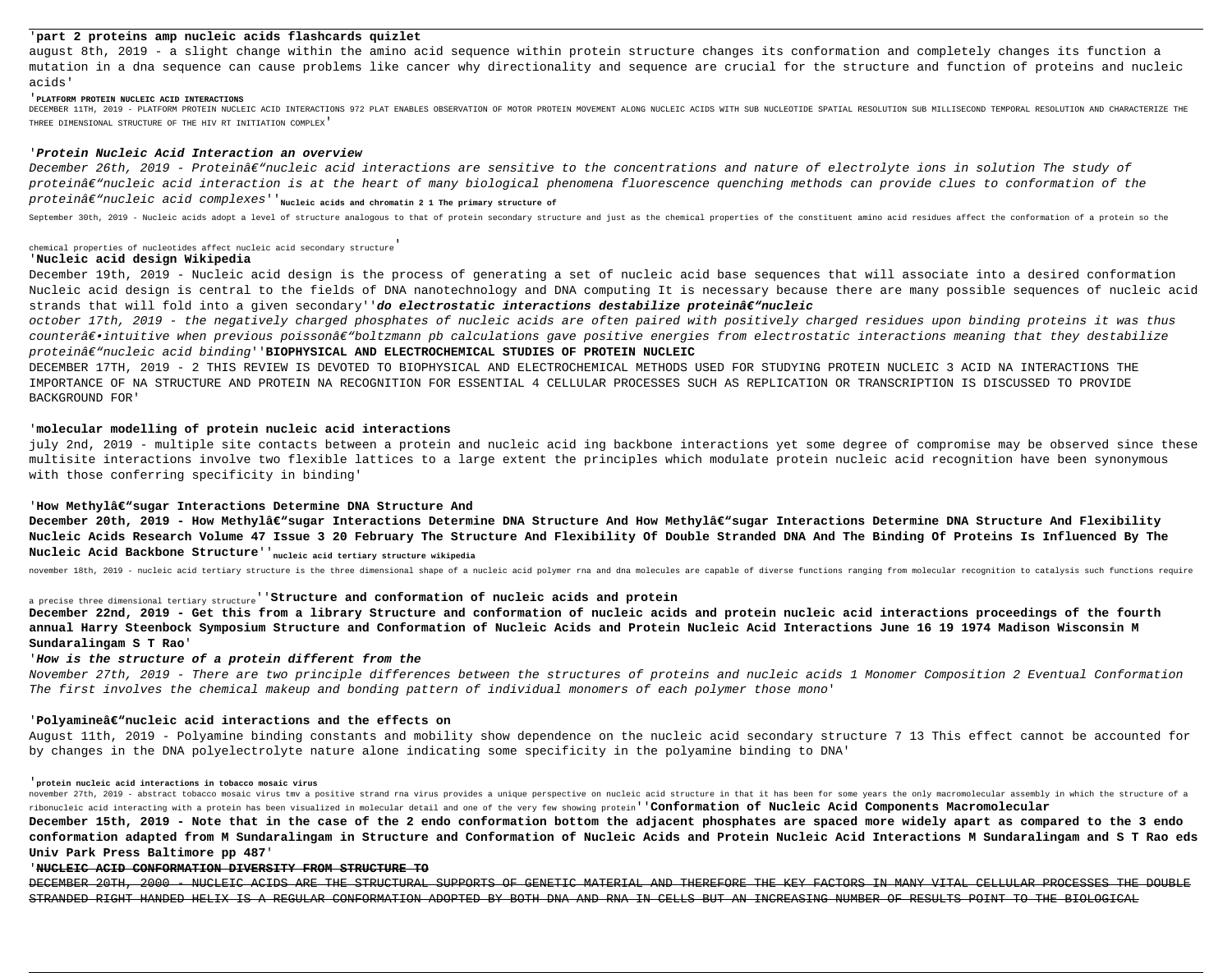'**part 2 proteins amp nucleic acids flashcards quizlet**

august 8th, 2019 - a slight change within the amino acid sequence within protein structure changes its conformation and completely changes its function a mutation in a dna sequence can cause problems like cancer why directionality and sequence are crucial for the structure and function of proteins and nucleic acids'

'**PLATFORM PROTEIN NUCLEIC ACID INTERACTIONS**

DECEMBER 11TH, 2019 - PLATFORM PROTEIN NUCLEIC ACID INTERACTIONS 972 PLAT ENABLES OBSERVATION OF MOTOR PROTEIN MOVEMENT ALONG NUCLEIC ACIDS WITH SUB NUCLEOTIDE SPATIAL RESOLUTION SUB MILLISECOND TEMPORAL RESOLUTION AND CHARACTERIZE THE THREE DIMENSIONAL STRUCTURE OF THE HIV RT INITIATION COMPLEX'

'***Protein Nucleic Acid Interaction an overview***

*December 26th, 2019 - Proteinâ€"nucleic acid interactions are sensitive to the concentrations and nature of electrolyte ions in solution The study of proteinâ€"nucleic acid interaction is at the heart of many biological phenomena fluorescence quenching methods can provide clues to conformation of the proteinâ€"nucleic acid complexes*''**Nucleic acids and chromatin 2 1 The primary structure of**

September 30th, 2019 - Nucleic acids adopt a level of structure analogous to that of protein secondary structure and just as the chemical properties of the constituent amino acid residues affect the conformation of a protein so the chemical properties of nucleotides affect nucleic acid secondary structure'

'**Nucleic acid design Wikipedia**

December 19th, 2019 - Nucleic acid design is the process of generating a set of nucleic acid base sequences that will associate into a desired conformation Nucleic acid design is central to the fields of DNA nanotechnology and DNA computing It is necessary because there are many possible sequences of nucleic acid strands that will fold into a given secondary''***do electrostatic interactions destabilize proteinâ€"nucleic***

*october 17th, 2019 - the negatively charged phosphates of nucleic acids are often paired with positively charged residues upon binding proteins it was thus counterâ€•intuitive when previous poissonâ€"boltzmann pb calculations gave positive energies from electrostatic interactions meaning that they destabilize proteinâ€"nucleic acid binding*''**BIOPHYSICAL AND ELECTROCHEMICAL STUDIES OF PROTEIN NUCLEIC**

DECEMBER 17TH, 2019 - 2 THIS REVIEW IS DEVOTED TO BIOPHYSICAL AND ELECTROCHEMICAL METHODS USED FOR STUDYING PROTEIN NUCLEIC 3 ACID NA INTERACTIONS THE IMPORTANCE OF NA STRUCTURE AND PROTEIN NA RECOGNITION FOR ESSENTIAL 4 CELLULAR PROCESSES SUCH AS REPLICATION OR TRANSCRIPTION IS DISCUSSED TO PROVIDE BACKGROUND FOR'

'**molecular modelling of protein nucleic acid interactions**

july 2nd, 2019 - multiple site contacts between a protein and nucleic acid ing backbone interactions yet some degree of compromise may be observed since these multisite interactions involve two flexible lattices to a large extent the principles which modulate protein nucleic acid recognition have been synonymous with those conferring specificity in binding'

'**How Methylâ€"sugar Interactions Determine DNA Structure And**

**December 20th, 2019 - How Methylâ€"sugar Interactions Determine DNA Structure And How Methylâ€"sugar Interactions Determine DNA Structure And Flexibility Nucleic Acids Research Volume 47 Issue 3 20 February The Structure And Flexibility Of Double Stranded DNA And The Binding Of Proteins Is Influenced By The Nucleic Acid Backbone Structure**''**nucleic acid tertiary structure wikipedia**

november 18th, 2019 - nucleic acid tertiary structure is the three dimensional shape of a nucleic acid polymer rna and dna molecules are capable of diverse functions ranging from molecular recognition to catalysis such functions require a precise three dimensional tertiary structure''**Structure and conformation of nucleic acids and protein**

**December 22nd, 2019 - Get this from a library Structure and conformation of nucleic acids and protein nucleic acid interactions proceedings of the fourth annual Harry Steenbock Symposium Structure and Conformation of Nucleic Acids and Protein Nucleic Acid Interactions June 16 19 1974 Madison Wisconsin M Sundaralingam S T Rao**'

'***How is the structure of a protein different from the***

*November 27th, 2019 - There are two principle differences between the structures of proteins and nucleic acids 1 Monomer Composition 2 Eventual Conformation The first involves the chemical makeup and bonding pattern of individual monomers of each polymer those mono*'

'**Polyamineâ€"nucleic acid interactions and the effects on**

August 11th, 2019 - Polyamine binding constants and mobility show dependence on the nucleic acid secondary structure 7 13 This effect cannot be accounted for by changes in the DNA polyelectrolyte nature alone indicating some specificity in the polyamine binding to DNA'

'**protein nucleic acid interactions in tobacco mosaic virus**

november 27th, 2019 - abstract tobacco mosaic virus tmv a positive strand rna virus provides a unique perspective on nucleic acid structure in that it has been for some years the only macromolecular assembly in which the structure of a ribonucleic acid interacting with a protein has been visualized in molecular detail and one of the very few showing protein''**Conformation of Nucleic Acid Components Macromolecular**

**December 15th, 2019 - Note that in the case of the 2 endo conformation bottom the adjacent phosphates are spaced more widely apart as compared to the 3 endo conformation adapted from M Sundaralingam in Structure and Conformation of Nucleic Acids and Protein Nucleic Acid Interactions M Sundaralingam and S T Rao eds Univ Park Press Baltimore pp 487**'

'**NUCLEIC ACID CONFORMATION DIVERSITY FROM STRUCTURE TO**

DECEMBER 20TH, 2000 - NUCLEIC ACIDS ARE THE STRUCTURAL SUPPORTS OF GENETIC MATERIAL AND THEREFORE THE KEY FACTORS IN MANY VITAL CELLULAR PROCESSES THE DOUBLE STRANDED RIGHT HANDED HELIX IS A REGULAR CONFORMATION ADOPTED BY BOTH DNA AND RNA IN CELLS BUT AN INCREASING NUMBER OF RESULTS POINT TO THE BIOLOGICAL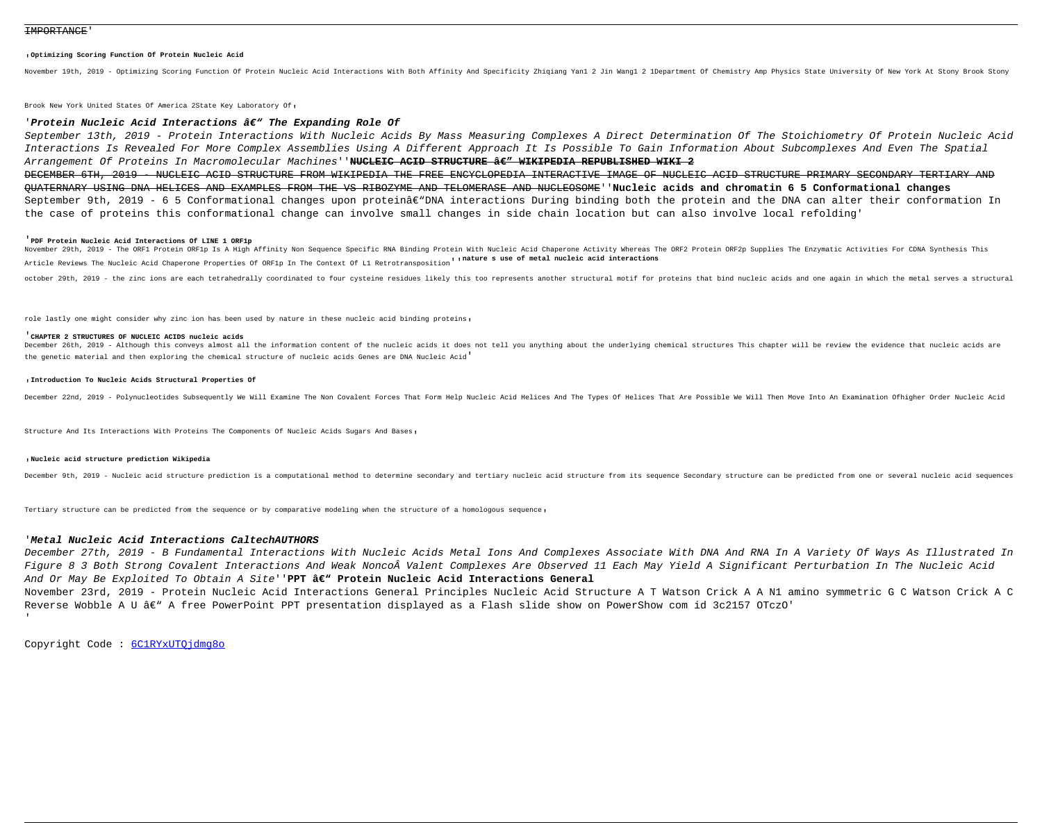IMPORTANCE'

'**Optimizing Scoring Function Of Protein Nucleic Acid**

November 19th, 2019 - Optimizing Scoring Function Of Protein Nucleic Acid Interactions With Both Affinity And Specificity Zhiqiang Yan1 2 Jin Wang1 2 1Department Of Chemistry Amp Physics State University Of New York At Stony Brook Stony Brook New York United States Of America 2State Key Laboratory Of'

'***Protein Nucleic Acid Interactions â€" The Expanding Role Of***

*September 13th, 2019 - Protein Interactions With Nucleic Acids By Mass Measuring Complexes A Direct Determination Of The Stoichiometry Of Protein Nucleic Acid Interactions Is Revealed For More Complex Assemblies Using A Different Approach It Is Possible To Gain Information About Subcomplexes And Even The Spatial Arrangement Of Proteins In Macromolecular Machines*''**NUCLEIC ACID STRUCTURE â€" WIKIPEDIA REPUBLISHED WIKI 2**

DECEMBER 6TH, 2019 - NUCLEIC ACID STRUCTURE FROM WIKIPEDIA THE FREE ENCYCLOPEDIA INTERACTIVE IMAGE OF NUCLEIC ACID STRUCTURE PRIMARY SECONDARY TERTIARY AND QUATERNARY USING DNA HELICES AND EXAMPLES FROM THE VS RIBOZYME AND TELOMERASE AND NUCLEOSOME''**Nucleic acids and chromatin 6 5 Conformational changes**

September 9th, 2019 - 6 5 Conformational changes upon proteinâ€"DNA interactions During binding both the protein and the DNA can alter their conformation In the case of proteins this conformational change can involve small changes in side chain location but can also involve local refolding'

'**PDF Protein Nucleic Acid Interactions Of LINE 1 ORF1p**

November 29th, 2019 - The ORF1 Protein ORF1p Is A High Affinity Non Sequence Specific RNA Binding Protein With Nucleic Acid Chaperone Activity Whereas The ORF2 Protein ORF2p Supplies The Enzymatic Activities For CDNA Synthesis This Article Reviews The Nucleic Acid Chaperone Properties Of ORF1p In The Context Of L1 Retrotransposition''**nature s use of metal nucleic acid interactions**

october 29th, 2019 - the zinc ions are each tetrahedrally coordinated to four cysteine residues likely this too represents another structural motif for proteins that bind nucleic acids and one again in which the metal serves a structural role lastly one might consider why zinc ion has been used by nature in these nucleic acid binding proteins'

'**CHAPTER 2 STRUCTURES OF NUCLEIC ACIDS nucleic acids**

December 26th, 2019 - Although this conveys almost all the information content of the nucleic acids it does not tell you anything about the underlying chemical structures This chapter will be review the evidence that nucleic acids are the genetic material and then exploring the chemical structure of nucleic acids Genes are DNA Nucleic Acid'

'**Introduction To Nucleic Acids Structural Properties Of**

December 22nd, 2019 - Polynucleotides Subsequently We Will Examine The Non Covalent Forces That Form Help Nucleic Acid Helices And The Types Of Helices That Are Possible We Will Then Move Into An Examination Ofhigher Order Nucleic Acid Structure And Its Interactions With Proteins The Components Of Nucleic Acids Sugars And Bases'

'**Nucleic acid structure prediction Wikipedia**

December 9th, 2019 - Nucleic acid structure prediction is a computational method to determine secondary and tertiary nucleic acid structure from its sequence Secondary structure can be predicted from one or several nucleic acid sequences Tertiary structure can be predicted from the sequence or by comparative modeling when the structure of a homologous sequence'

'***Metal Nucleic Acid Interactions CaltechAUTHORS***

*December 27th, 2019 - B Fundamental Interactions With Nucleic Acids Metal Ions And Complexes Associate With DNA And RNA In A Variety Of Ways As Illustrated In Figure 8 3 Both Strong Covalent Interactions And Weak NoncoÂ Valent Complexes Are Observed 11 Each May Yield A Significant Perturbation In The Nucleic Acid And Or May Be Exploited To Obtain A Site*''**PPT â€" Protein Nucleic Acid Interactions General**

November 23rd, 2019 - Protein Nucleic Acid Interactions General Principles Nucleic Acid Structure A T Watson Crick A A N1 amino symmetric G C Watson Crick A C Reverse Wobble A U â€" A free PowerPoint PPT presentation displayed as a Flash slide show on PowerShow com id 3c2157 OTczO'
'

Copyright Code : 6C1RYxUTQjdmg8o